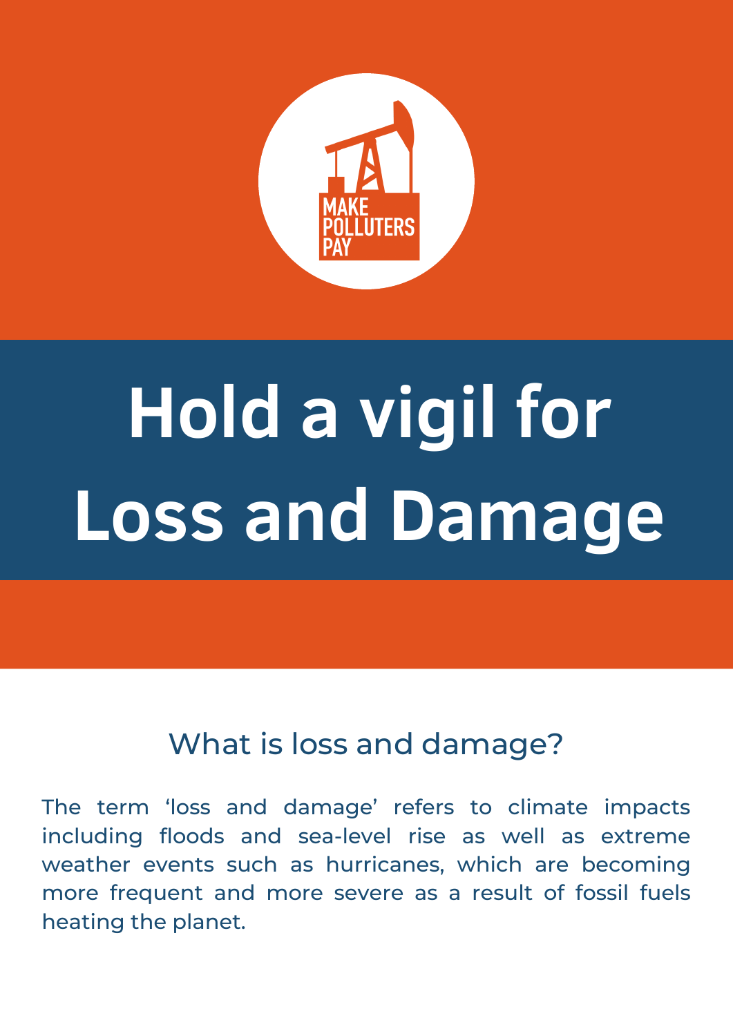MAKE POLLUTERS PAY

# Hold a vigil for Loss and Damage

## What is loss and damage?

The term 'loss and damage' refers to climate impacts including floods and sea-level rise as well as extreme weather events such as hurricanes, which are becoming more frequent and more severe as a result of fossil fuels heating the planet.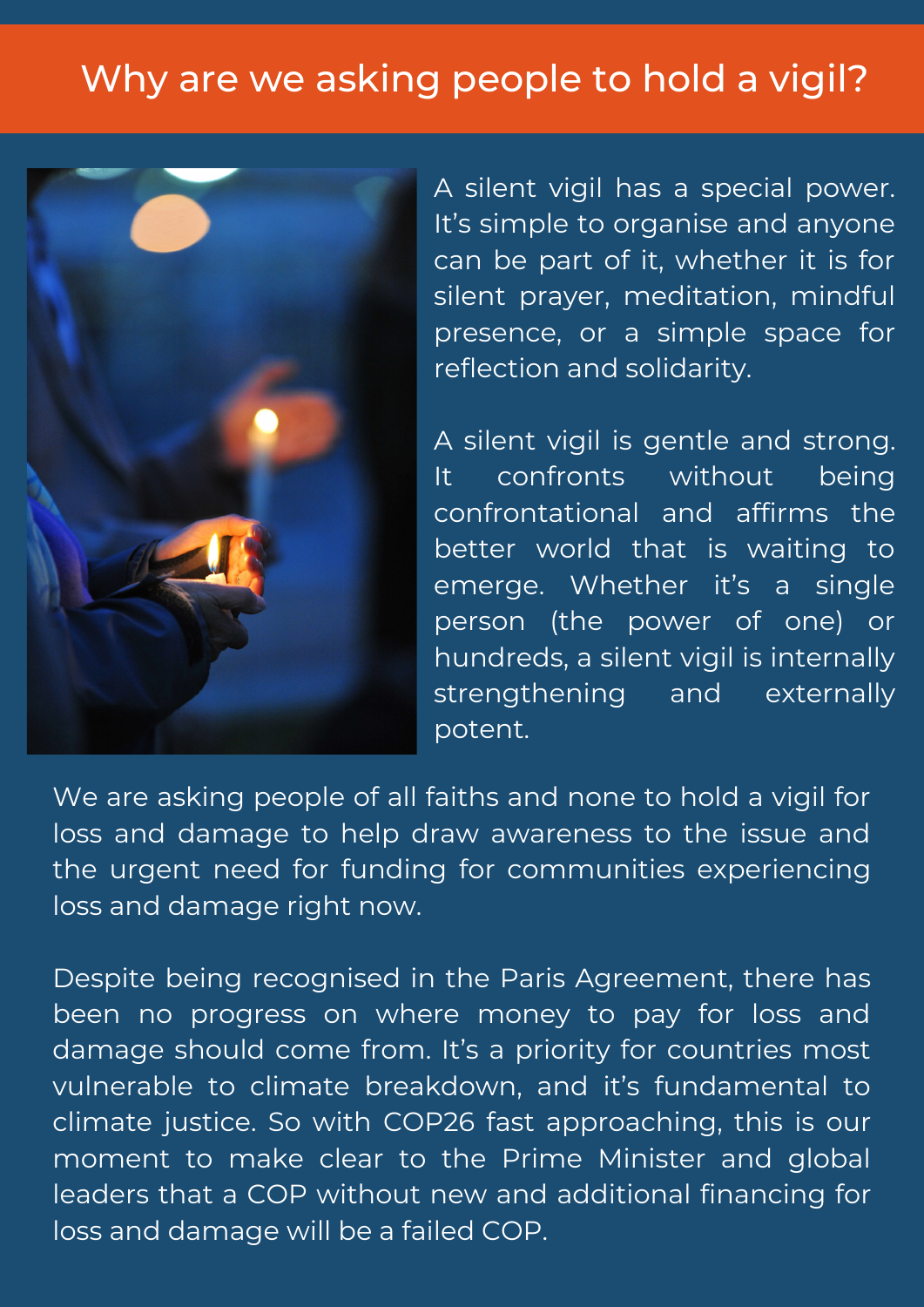# Why are we asking people to hold a vigil?

A silent vigil has a special power. It's simple to organise and anyone can be part of it, whether it is for silent prayer, meditation, mindful presence, or a simple space for reflection and solidarity.

A silent vigil is gentle and strong. It confronts without being confrontational and affirms the better world that is waiting to emerge. Whether it's a single person (the power of one) or hundreds, a silent vigil is internally strengthening and externally potent.

We are asking people of all faiths and none to hold a vigil for loss and damage to help draw awareness to the issue and the urgent need for funding for communities experiencing loss and damage right now.

Despite being recognised in the Paris Agreement, there has been no progress on where money to pay for loss and damage should come from. It's a priority for countries most vulnerable to climate breakdown, and it's fundamental to climate justice. So with COP26 fast approaching, this is our moment to make clear to the Prime Minister and global leaders that a COP without new and additional financing for loss and damage will be a failed COP.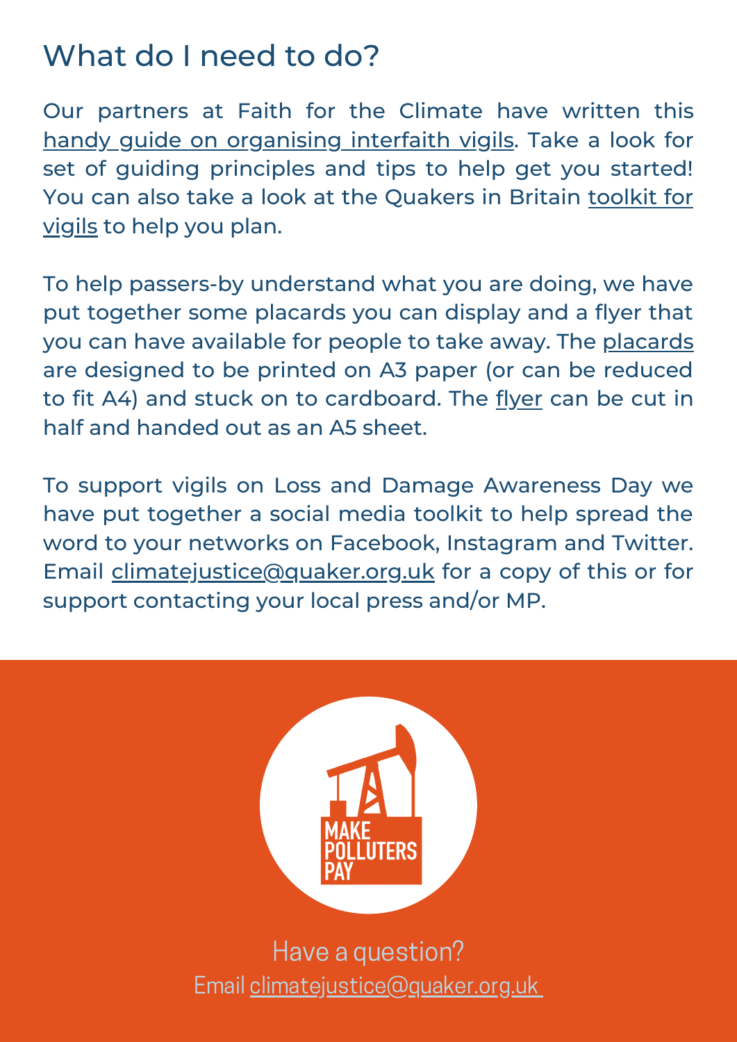## What do I need to do?

Our partners at Faith for the Climate have written this handy guide on organising interfaith vigils. Take a look for set of guiding principles and tips to help get you started! You can also take a look at the Quakers in Britain toolkit for vigils to help you plan.

To help passers-by understand what you are doing, we have put together some placards you can display and a flyer that you can have available for people to take away. The placards are designed to be printed on A3 paper (or can be reduced to fit A4) and stuck on to cardboard. The flyer can be cut in half and handed out as an A5 sheet.

To support vigils on Loss and Damage Awareness Day we have put together a social media toolkit to help spread the word to your networks on Facebook, Instagram and Twitter. Email climatejustice@quaker.org.uk for a copy of this or for support contacting your local press and/or MP.

MAKE POLLUTERS PAY

Have a question?
Email climatejustice@quaker.org.uk